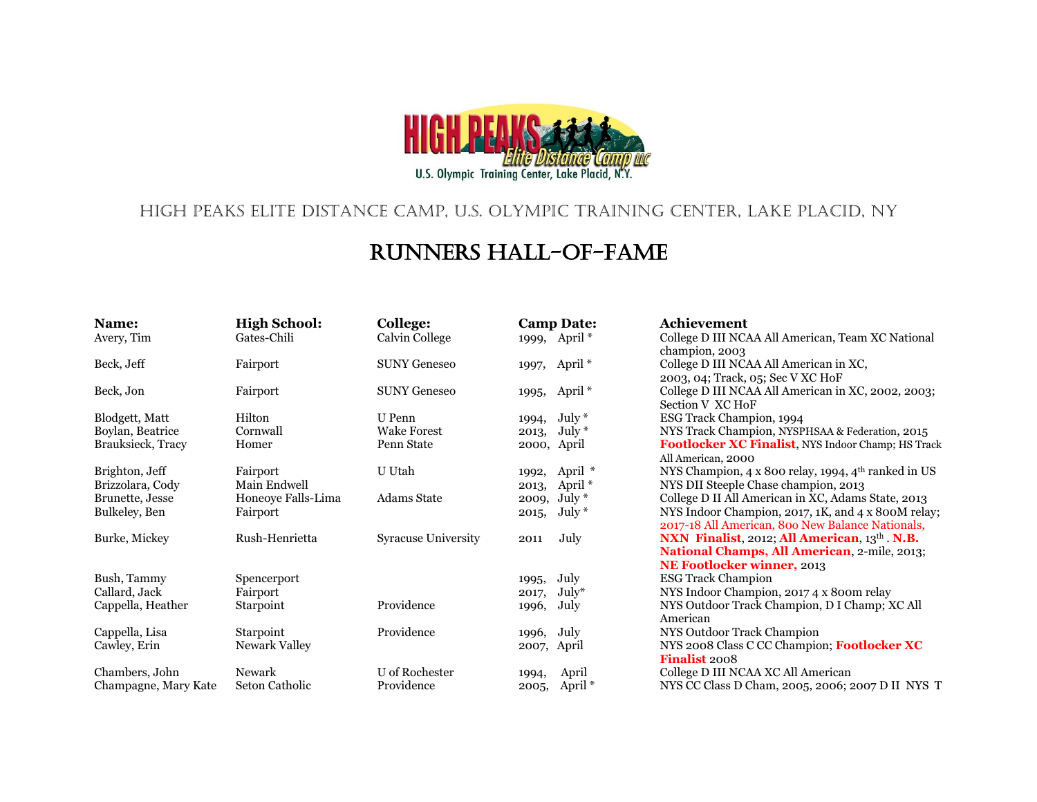# High Peaks Elite Distance Camp, U.S. Olympic Training Center, Lake Placid, NY

## Runners Hall-of-Fame

| Name: | High School: | College: | Camp Date: | Achievement |
|---|---|---|---|---|
| Avery, Tim | Gates-Chili | Calvin College | 1999, April * | College D III NCAA All American, Team XC National champion, 2003 |
| Beck, Jeff | Fairport | SUNY Geneseo | 1997, April * | College D III NCAA All American in XC, 2003, 04; Track, 05; Sec V XC HoF |
| Beck, Jon | Fairport | SUNY Geneseo | 1995, April * | College D III NCAA All American in XC, 2002, 2003; Section V XC HoF |
| Blodgett, Matt | Hilton | U Penn | 1994, July * | ESG Track Champion, 1994 |
| Boylan, Beatrice | Cornwall | Wake Forest | 2013, July * | NYS Track Champion, NYSPHSAA & Federation, 2015 |
| Brauksieck, Tracy | Homer | Penn State | 2000, April | **Footlocker XC Finalist**, NYS Indoor Champ; HS Track All American, 2000 |
| Brighton, Jeff | Fairport | U Utah | 1992, April * | NYS Champion, 4 x 800 relay, 1994, 4th ranked in US |
| Brizzolara, Cody | Main Endwell | | 2013, April * | NYS DII Steeple Chase champion, 2013 |
| Brunette, Jesse | Honeoye Falls-Lima | Adams State | 2009, July * | College D II All American in XC, Adams State, 2013 |
| Bulkeley, Ben | Fairport | | 2015, July * | NYS Indoor Champion, 2017, 1K, and 4 x 800M relay; 2017-18 All American, 800 New Balance Nationals, |
| Burke, Mickey | Rush-Henrietta | Syracuse University | 2011 July | **NXN Finalist**, 2012; **All American**, 13th. **N.B. National Champs, All American**, 2-mile, 2013; **NE Footlocker winner,** 2013 |
| Bush, Tammy | Spencerport | | 1995, July | ESG Track Champion |
| Callard, Jack | Fairport | | 2017, July* | NYS Indoor Champion, 2017 4 x 800m relay |
| Cappella, Heather | Starpoint | Providence | 1996, July | NYS Outdoor Track Champion, D I Champ; XC All American |
| Cappella, Lisa | Starpoint | Providence | 1996, July | NYS Outdoor Track Champion |
| Cawley, Erin | Newark Valley | | 2007, April | NYS 2008 Class C CC Champion; **Footlocker XC Finalist** 2008 |
| Chambers, John | Newark | U of Rochester | 1994, April | College D III NCAA XC All American |
| Champagne, Mary Kate | Seton Catholic | Providence | 2005, April * | NYS CC Class D Cham, 2005, 2006; 2007 D II NYS T |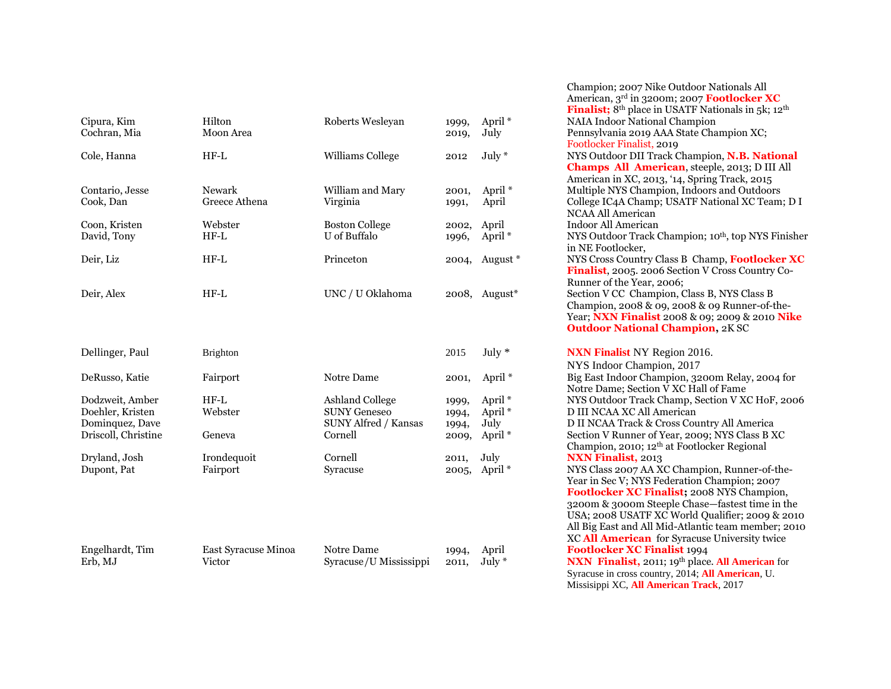| | | | | | |
|---|---|---|---|---|---|
| | | | | | Champion; 2007 Nike Outdoor Nationals All American, 3rd in 3200m; 2007 **Footlocker XC Finalist;** 8th place in USATF Nationals in 5k; 12th |
| Cipura, Kim | Hilton | Roberts Wesleyan | 1999, | April * | NAIA Indoor National Champion |
| Cochran, Mia | Moon Area | | 2019, | July | Pennsylvania 2019 AAA State Champion XC; Footlocker Finalist, 2019 |
| Cole, Hanna | HF-L | Williams College | 2012 | July * | NYS Outdoor DII Track Champion, **N.B. National Champs All American**, steeple, 2013; D III All American in XC, 2013, '14, Spring Track, 2015 |
| Contario, Jesse | Newark | William and Mary | 2001, | April * | Multiple NYS Champion, Indoors and Outdoors |
| Cook, Dan | Greece Athena | Virginia | 1991, | April | College IC4A Champ; USATF National XC Team; D I NCAA All American |
| Coon, Kristen | Webster | Boston College | 2002, | April | Indoor All American |
| David, Tony | HF-L | U of Buffalo | 1996, | April * | NYS Outdoor Track Champion; 10th, top NYS Finisher in NE Footlocker, |
| Deir, Liz | HF-L | Princeton | 2004, | August * | NYS Cross Country Class B Champ, **Footlocker XC Finalist**, 2005. 2006 Section V Cross Country Co-Runner of the Year, 2006; |
| Deir, Alex | HF-L | UNC / U Oklahoma | 2008, | August* | Section V CC Champion, Class B, NYS Class B Champion, 2008 & 09, 2008 & 09 Runner-of-the-Year; **NXN Finalist** 2008 & 09; 2009 & 2010 **Nike Outdoor National Champion,** 2K SC |
| Dellinger, Paul | Brighton | | 2015 | July * | **NXN Finalist** NY Region 2016. NYS Indoor Champion, 2017 |
| DeRusso, Katie | Fairport | Notre Dame | 2001, | April * | Big East Indoor Champion, 3200m Relay, 2004 for Notre Dame; Section V XC Hall of Fame |
| Dodzweit, Amber | HF-L | Ashland College | 1999, | April * | NYS Outdoor Track Champ, Section V XC HoF, 2006 |
| Doehler, Kristen | Webster | SUNY Geneseo | 1994, | April * | D III NCAA XC All American |
| Dominquez, Dave | | SUNY Alfred / Kansas | 1994, | July | D II NCAA Track & Cross Country All America |
| Driscoll, Christine | Geneva | Cornell | 2009, | April * | Section V Runner of Year, 2009; NYS Class B XC Champion, 2010; 12th at Footlocker Regional |
| Dryland, Josh | Irondequoit | Cornell | 2011, | July | **NXN Finalist,** 2013 |
| Dupont, Pat | Fairport | Syracuse | 2005, | April * | NYS Class 2007 AA XC Champion, Runner-of-the-Year in Sec V; NYS Federation Champion; 2007 **Footlocker XC Finalist;** 2008 NYS Champion, 3200m & 3000m Steeple Chase—fastest time in the USA; 2008 USATF XC World Qualifier; 2009 & 2010 All Big East and All Mid-Atlantic team member; 2010 XC **All American** for Syracuse University twice |
| Engelhardt, Tim | East Syracuse Minoa | Notre Dame | 1994, | April | **Footlocker XC Finalist** 1994 |
| Erb, MJ | Victor | Syracuse/U Mississippi | 2011, | July * | **NXN Finalist,** 2011; 19th place. **All American** for Syracuse in cross country, 2014; **All American**, U. Missisippi XC, **All American Track**, 2017 |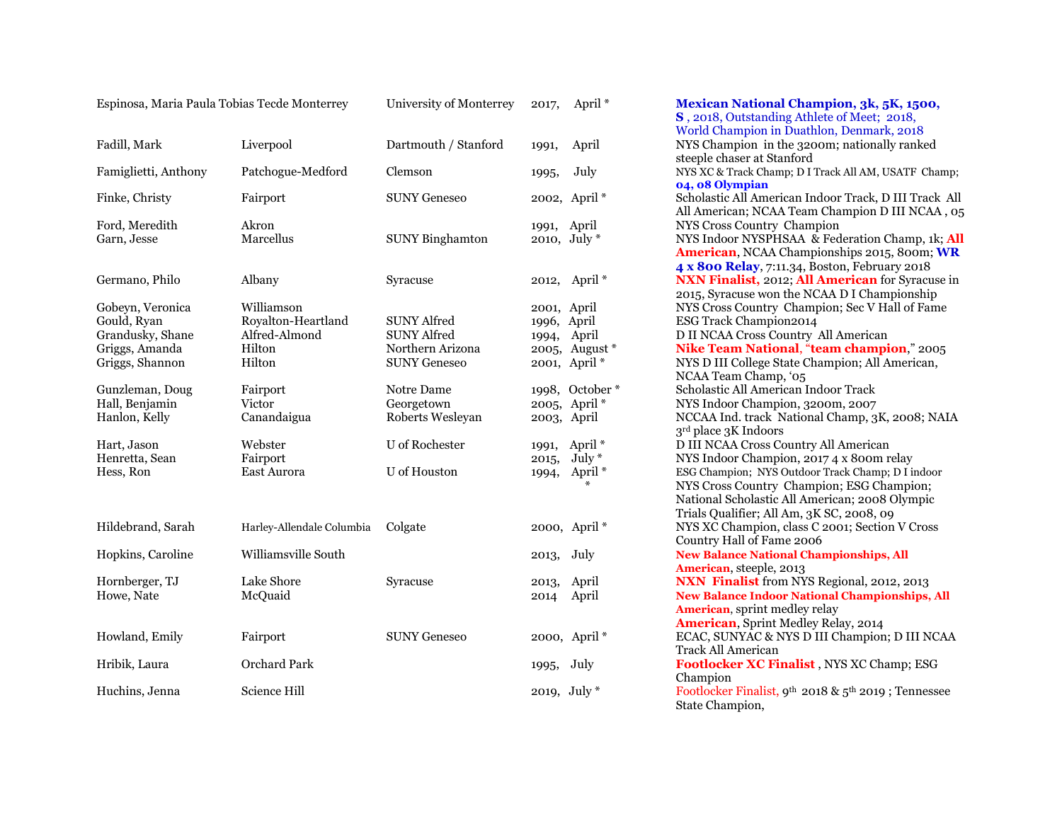| | | | | |
|---|---|---|---|---|
| Espinosa, Maria Paula Tobias Tecde Monterrey | | University of Monterrey | 2017, April * | **Mexican National Champion, 3k, 5K, 1500, S**, 2018, Outstanding Athlete of Meet; 2018, World Champion in Duathlon, Denmark, 2018 |
| Fadill, Mark | Liverpool | Dartmouth / Stanford | 1991, April | NYS Champion in the 3200m; nationally ranked steeple chaser at Stanford |
| Famiglietti, Anthony | Patchogue-Medford | Clemson | 1995, July | NYS XC & Track Champ; D I Track All AM, USATF Champ; **04, 08 Olympian** |
| Finke, Christy | Fairport | SUNY Geneseo | 2002, April * | Scholastic All American Indoor Track, D III Track All All American; NCAA Team Champion D III NCAA , 05 |
| Ford, Meredith | Akron | | 1991, April | NYS Cross Country Champion |
| Garn, Jesse | Marcellus | SUNY Binghamton | 2010, July * | NYS Indoor NYSPHSAA & Federation Champ, 1k; **All American**, NCAA Championships 2015, 800m; **WR 4 x 800 Relay**, 7:11.34, Boston, February 2018 |
| Germano, Philo | Albany | Syracuse | 2012, April * | **NXN Finalist,** 2012; **All American** for Syracuse in 2015, Syracuse won the NCAA D I Championship |
| Gobeyn, Veronica | Williamson | | 2001, April | NYS Cross Country Champion; Sec V Hall of Fame |
| Gould, Ryan | Royalton-Heartland | SUNY Alfred | 1996, April | ESG Track Champion2014 |
| Grandusky, Shane | Alfred-Almond | SUNY Alfred | 1994, April | D II NCAA Cross Country All American |
| Griggs, Amanda | Hilton | Northern Arizona | 2005, August * | **Nike Team National, "team champion,"** 2005 |
| Griggs, Shannon | Hilton | SUNY Geneseo | 2001, April * | NYS D III College State Champion; All American, NCAA Team Champ, '05 |
| Gunzleman, Doug | Fairport | Notre Dame | 1998, October * | Scholastic All American Indoor Track |
| Hall, Benjamin | Victor | Georgetown | 2005, April * | NYS Indoor Champion, 3200m, 2007 |
| Hanlon, Kelly | Canandaigua | Roberts Wesleyan | 2003, April | NCCAA Ind. track National Champ, 3K, 2008; NAIA 3rd place 3K Indoors |
| Hart, Jason | Webster | U of Rochester | 1991, April * | D III NCAA Cross Country All American |
| Henretta, Sean | Fairport | | 2015, July * | NYS Indoor Champion, 2017 4 x 800m relay |
| Hess, Ron | East Aurora | U of Houston | 1994, April * * | ESG Champion; NYS Outdoor Track Champ; D I indoor NYS Cross Country Champion; ESG Champion; National Scholastic All American; 2008 Olympic Trials Qualifier; All Am, 3K SC, 2008, 09 |
| Hildebrand, Sarah | Harley-Allendale Columbia | Colgate | 2000, April * | NYS XC Champion, class C 2001; Section V Cross Country Hall of Fame 2006 |
| Hopkins, Caroline | Williamsville South | | 2013, July | **New Balance National Championships, All American**, steeple, 2013 |
| Hornberger, TJ | Lake Shore | Syracuse | 2013, April | **NXN Finalist** from NYS Regional, 2012, 2013 |
| Howe, Nate | McQuaid | | 2014 April | **New Balance Indoor National Championships, All American**, sprint medley relay **American**, Sprint Medley Relay, 2014 |
| Howland, Emily | Fairport | SUNY Geneseo | 2000, April * | ECAC, SUNYAC & NYS D III Champion; D III NCAA Track All American |
| Hribik, Laura | Orchard Park | | 1995, July | **Footlocker XC Finalist**, NYS XC Champ; ESG Champion |
| Huchins, Jenna | Science Hill | | 2019, July * | Footlocker Finalist, 9th 2018 & 5th 2019 ; Tennessee State Champion, |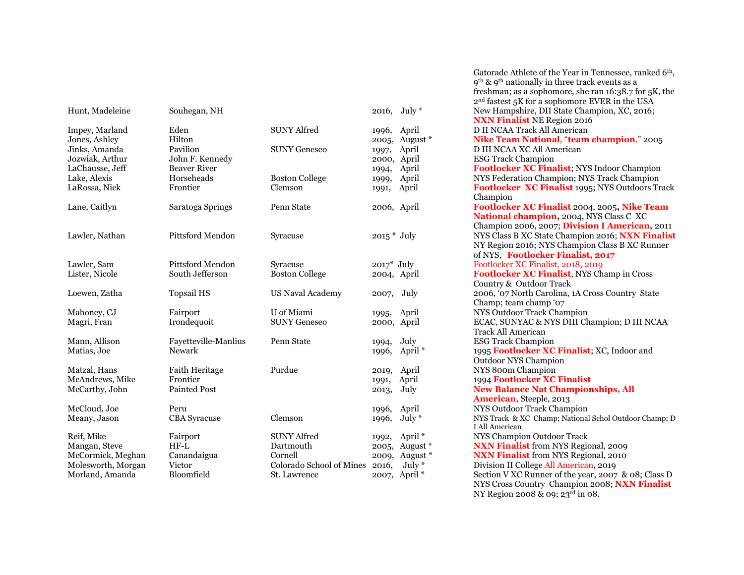| | | | | |
|---|---|---|---|---|
| Hunt, Madeleine | Souhegan, NH | | 2016, July * | Gatorade Athlete of the Year in Tennessee, ranked 6th, 9th & 9th nationally in three track events as a freshman; as a sophomore, she ran 16:38.7 for 5K, the 2nd fastest 5K for a sophomore EVER in the USA New Hampshire, DII State Champion, XC, 2016; **NXN Finalist** NE Region 2016 |
| Impey, Marland | Eden | SUNY Alfred | 1996, April | D II NCAA Track All American |
| Jones, Ashley | Hilton | | 2005, August * | **Nike Team National**, "**team champion**," 2005 |
| Jinks, Amanda | Pavilion | SUNY Geneseo | 1997, April | D III NCAA XC All American |
| Jozwiak, Arthur | John F. Kennedy | | 2000, April | ESG Track Champion |
| LaChausse, Jeff | Beaver River | | 1994, April | **Footlocker XC Finalist**; NYS Indoor Champion |
| Lake, Alexis | Horseheads | Boston College | 1999, April | NYS Federation Champion; NYS Track Champion |
| LaRossa, Nick | Frontier | Clemson | 1991, April | **Footlocker XC Finalist** 1995; NYS Outdoors Track Champion |
| Lane, Caitlyn | Saratoga Springs | Penn State | 2006, April | **Footlocker XC Finalist** 2004, 2005, **Nike Team National champion,** 2004, NYS Class C XC Champion 2006, 2007; **Division I American,** 2011 |
| Lawler, Nathan | Pittsford Mendon | Syracuse | 2015 * July | NYS Class B XC State Champion 2016; **NXN Finalist** NY Region 2016; NYS Champion Class B XC Runner of NYS, **Footlocker Finalist, 2017** |
| Lawler, Sam | Pittsford Mendon | Syracuse | 2017* July | Footlocker XC Finalist, 2018, 2019 |
| Lister, Nicole | South Jefferson | Boston College | 2004, April | **Footlocker XC Finalist**, NYS Champ in Cross Country & Outdoor Track |
| Loewen, Zatha | Topsail HS | US Naval Academy | 2007, July | 2006, '07 North Carolina, 1A Cross Country State Champ; team champ '07 |
| Mahoney, CJ | Fairport | U of Miami | 1995, April | NYS Outdoor Track Champion |
| Magri, Fran | Irondequoit | SUNY Geneseo | 2000, April | ECAC, SUNYAC & NYS DIII Champion; D III NCAA Track All American |
| Mann, Allison | Fayetteville-Manlius | Penn State | 1994, July | ESG Track Champion |
| Matias, Joe | Newark | | 1996, April * | 1995 **Footlocker XC Finalist**; XC, Indoor and Outdoor NYS Champion |
| Matzal, Hans | Faith Heritage | Purdue | 2019, April | NYS 800m Champion |
| McAndrews, Mike | Frontier | | 1991, April | 1994 **Footlocker XC Finalist** |
| McCarthy, John | Painted Post | | 2013, July | **New Balance Nat Championships, All American**, Steeple, 2013 |
| McCloud, Joe | Peru | | 1996, April | NYS Outdoor Track Champion |
| Meany, Jason | CBA Syracuse | Clemson | 1996, July * | NYS Track & XC Champ; National Schol Outdoor Champ; D I All American |
| Reif, Mike | Fairport | SUNY Alfred | 1992, April * | NYS Champion Outdoor Track |
| Mangan, Steve | HF-L | Dartmouth | 2005, August * | **NXN Finalist** from NYS Regional, 2009 |
| McCormick, Meghan | Canandaigua | Cornell | 2009, August * | **NXN Finalist** from NYS Regional, 2010 |
| Molesworth, Morgan | Victor | Colorado School of Mines | 2016, July * | Division II College All American, 2019 |
| Morland, Amanda | Bloomfield | St. Lawrence | 2007, April * | Section V XC Runner of the year, 2007 & 08; Class D NYS Cross Country Champion 2008; **NXN Finalist** NY Region 2008 & 09; 23rd in 08. |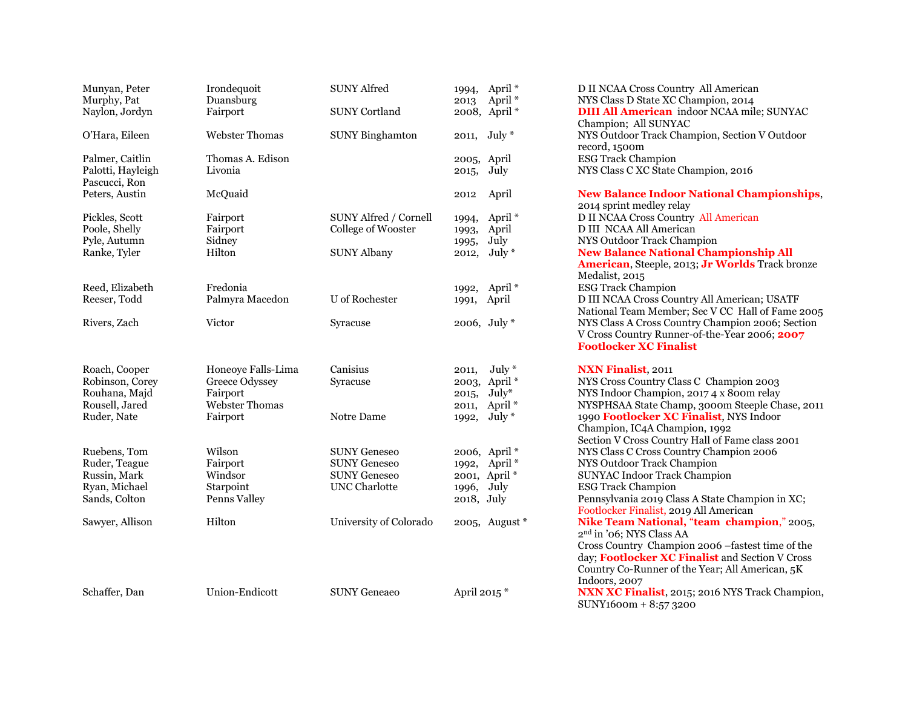| | | | | |
|---|---|---|---|---|
| Munyan, Peter | Irondequoit | SUNY Alfred | 1994, April * | D II NCAA Cross Country All American |
| Murphy, Pat | Duansburg | | 2013 April * | NYS Class D State XC Champion, 2014 |
| Naylon, Jordyn | Fairport | SUNY Cortland | 2008, April * | **DIII All American** indoor NCAA mile; SUNYAC Champion; All SUNYAC |
| O'Hara, Eileen | Webster Thomas | SUNY Binghamton | 2011, July * | NYS Outdoor Track Champion, Section V Outdoor record, 1500m |
| Palmer, Caitlin | Thomas A. Edison | | 2005, April | ESG Track Champion |
| Palotti, Hayleigh | Livonia | | 2015, July | NYS Class C XC State Champion, 2016 |
| Pascucci, Ron | | | | |
| Peters, Austin | McQuaid | | 2012 April | **New Balance Indoor National Championships**, 2014 sprint medley relay |
| Pickles, Scott | Fairport | SUNY Alfred / Cornell | 1994, April * | D II NCAA Cross Country All American |
| Poole, Shelly | Fairport | College of Wooster | 1993, April | D III NCAA All American |
| Pyle, Autumn | Sidney | | 1995, July | NYS Outdoor Track Champion |
| Ranke, Tyler | Hilton | SUNY Albany | 2012, July * | **New Balance National Championship All American**, Steeple, 2013; **Jr Worlds** Track bronze Medalist, 2015 |
| Reed, Elizabeth | Fredonia | | 1992, April * | ESG Track Champion |
| Reeser, Todd | Palmyra Macedon | U of Rochester | 1991, April | D III NCAA Cross Country All American; USATF National Team Member; Sec V CC Hall of Fame 2005 |
| Rivers, Zach | Victor | Syracuse | 2006, July * | NYS Class A Cross Country Champion 2006; Section V Cross Country Runner-of-the-Year 2006; **2007 Footlocker XC Finalist** |
| Roach, Cooper | Honeoye Falls-Lima | Canisius | 2011, July * | **NXN Finalist**, 2011 |
| Robinson, Corey | Greece Odyssey | Syracuse | 2003, April * | NYS Cross Country Class C Champion 2003 |
| Rouhana, Majd | Fairport | | 2015, July* | NYS Indoor Champion, 2017 4 x 800m relay |
| Rousell, Jared | Webster Thomas | | 2011, April * | NYSPHSAA State Champ, 3000m Steeple Chase, 2011 |
| Ruder, Nate | Fairport | Notre Dame | 1992, July * | 1990 **Footlocker XC Finalist**, NYS Indoor Champion, IC4A Champion, 1992<br>Section V Cross Country Hall of Fame class 2001 |
| Ruebens, Tom | Wilson | SUNY Geneseo | 2006, April * | NYS Class C Cross Country Champion 2006 |
| Ruder, Teague | Fairport | SUNY Geneseo | 1992, April * | NYS Outdoor Track Champion |
| Russin, Mark | Windsor | SUNY Geneseo | 2001, April * | SUNYAC Indoor Track Champion |
| Ryan, Michael | Starpoint | UNC Charlotte | 1996, July | ESG Track Champion |
| Sands, Colton | Penns Valley | | 2018, July | Pennsylvania 2019 Class A State Champion in XC; Footlocker Finalist, 2019 All American |
| Sawyer, Allison | Hilton | University of Colorado | 2005, August * | **Nike Team National, "team champion,"** 2005, 2nd in '06; NYS Class AA<br>Cross Country Champion 2006 –fastest time of the day; **Footlocker XC Finalist** and Section V Cross Country Co-Runner of the Year; All American, 5K Indoors, 2007 |
| Schaffer, Dan | Union-Endicott | SUNY Geneaeo | April 2015 * | **NXN XC Finalist**, 2015; 2016 NYS Track Champion, SUNY1600m + 8:57 3200 |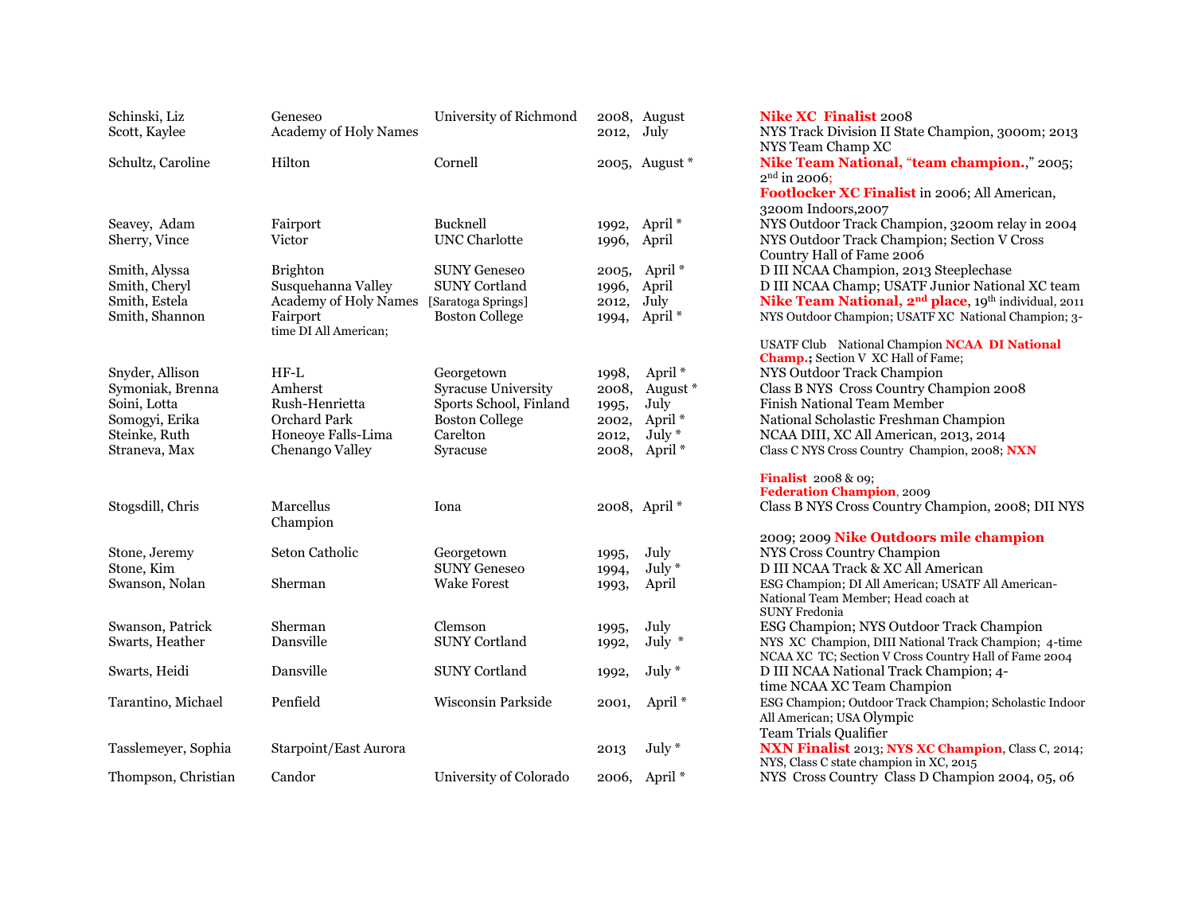| | | | | |
|---|---|---|---|---|
| Schinski, Liz | Geneseo | University of Richmond | 2008, August | **Nike XC Finalist** 2008 |
| Scott, Kaylee | Academy of Holy Names | | 2012, July | NYS Track Division II State Champion, 3000m; 2013 NYS Team Champ XC |
| Schultz, Caroline | Hilton | Cornell | 2005, August * | **Nike Team National, "team champion.,"** 2005; 2nd in 2006; **Footlocker XC Finalist** in 2006; All American, 3200m Indoors,2007 |
| Seavey, Adam | Fairport | Bucknell | 1992, April * | NYS Outdoor Track Champion, 3200m relay in 2004 |
| Sherry, Vince | Victor | UNC Charlotte | 1996, April | NYS Outdoor Track Champion; Section V Cross Country Hall of Fame 2006 |
| Smith, Alyssa | Brighton | SUNY Geneseo | 2005, April * | D III NCAA Champion, 2013 Steeplechase |
| Smith, Cheryl | Susquehanna Valley | SUNY Cortland | 1996, April | D III NCAA Champ; USATF Junior National XC team |
| Smith, Estela | Academy of Holy Names | [Saratoga Springs] | 2012, July | **Nike Team National, 2nd place**, 19th individual, 2011 |
| Smith, Shannon | Fairport | Boston College | 1994, April * | NYS Outdoor Champion; USATF XC National Champion; 3-time DI All American; USATF Club National Champion **NCAA DI National Champ.;** Section V XC Hall of Fame; |
| Snyder, Allison | HF-L | Georgetown | 1998, April * | NYS Outdoor Track Champion |
| Symoniak, Brenna | Amherst | Syracuse University | 2008, August * | Class B NYS Cross Country Champion 2008 |
| Soini, Lotta | Rush-Henrietta | Sports School, Finland | 1995, July | Finish National Team Member |
| Somogyi, Erika | Orchard Park | Boston College | 2002, April * | National Scholastic Freshman Champion |
| Steinke, Ruth | Honeoye Falls-Lima | Carelton | 2012, July * | NCAA DIII, XC All American, 2013, 2014 |
| Straneva, Max | Chenango Valley | Syracuse | 2008, April * | Class C NYS Cross Country Champion, 2008; **NXN Finalist** 2008 & 09; **Federation Champion**, 2009 |
| Stogsdill, Chris | Marcellus | Iona | 2008, April * | Class B NYS Cross Country Champion, 2008; DII NYS Champion 2009; 2009 **Nike Outdoors mile champion** |
| Stone, Jeremy | Seton Catholic | Georgetown | 1995, July | NYS Cross Country Champion |
| Stone, Kim | | SUNY Geneseo | 1994, July * | D III NCAA Track & XC All American |
| Swanson, Nolan | Sherman | Wake Forest | 1993, April | ESG Champion; DI All American; USATF All American- National Team Member; Head coach at SUNY Fredonia |
| Swanson, Patrick | Sherman | Clemson | 1995, July | ESG Champion; NYS Outdoor Track Champion |
| Swarts, Heather | Dansville | SUNY Cortland | 1992, July * | NYS XC Champion, DIII National Track Champion; 4-time NCAA XC TC; Section V Cross Country Hall of Fame 2004 |
| Swarts, Heidi | Dansville | SUNY Cortland | 1992, July * | D III NCAA National Track Champion; 4-time NCAA XC Team Champion |
| Tarantino, Michael | Penfield | Wisconsin Parkside | 2001, April * | ESG Champion; Outdoor Track Champion; Scholastic Indoor All American; USA Olympic Team Trials Qualifier |
| Tasslemeyer, Sophia | Starpoint/East Aurora | | 2013 July * | **NXN Finalist** 2013; **NYS XC Champion**, Class C, 2014; NYS, Class C state champion in XC, 2015 |
| Thompson, Christian | Candor | University of Colorado | 2006, April * | NYS Cross Country Class D Champion 2004, 05, 06 |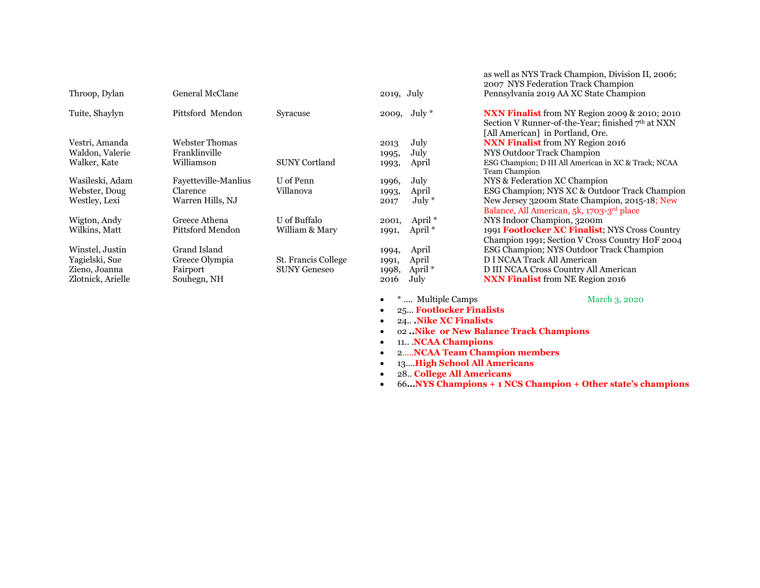| | | | | |
|---|---|---|---|---|
| | | | | as well as NYS Track Champion, Division II, 2006; 2007 NYS Federation Track Champion |
| Throop, Dylan | General McClane | | 2019, July | Pennsylvania 2019 AA XC State Champion |
| Tuite, Shaylyn | Pittsford Mendon | Syracuse | 2009, July * | **NXN Finalist** from NY Region 2009 & 2010; 2010 Section V Runner-of-the-Year; finished 7th at NXN [All American] in Portland, Ore. |
| Vestri, Amanda | Webster Thomas | | 2013 July | **NXN Finalist** from NY Region 2016 |
| Waldon, Valerie | Franklinville | | 1995, July | NYS Outdoor Track Champion |
| Walker, Kate | Williamson | SUNY Cortland | 1993, April | ESG Champion; D III All American in XC & Track; NCAA Team Champion |
| Wasileski, Adam | Fayetteville-Manlius | U of Penn | 1996, July | NYS & Federation XC Champion |
| Webster, Doug | Clarence | Villanova | 1993, April | ESG Champion; NYS XC & Outdoor Track Champion |
| Westley, Lexi | Warren Hills, NJ | | 2017 July * | New Jersey 3200m State Champion, 2015-18; New Balance, All American, 5k, 1703-3rd place |
| Wigton, Andy | Greece Athena | U of Buffalo | 2001, April * | NYS Indoor Champion, 3200m |
| Wilkins, Matt | Pittsford Mendon | William & Mary | 1991, April * | 1991 **Footlocker XC Finalist**; NYS Cross Country Champion 1991; Section V Cross Country HoF 2004 |
| Winstel, Justin | Grand Island | | 1994, April | ESG Champion; NYS Outdoor Track Champion |
| Yagielski, Sue | Greece Olympia | St. Francis College | 1991, April | D I NCAA Track All American |
| Zieno, Joanna | Fairport | SUNY Geneseo | 1998, April * | D III NCAA Cross Country All American |
| Zlotnick, Arielle | Souhegn, NH | | 2016 July | **NXN Finalist** from NE Region 2016 |

- * .... Multiple Camps — March 3, 2020
- 25... **Footlocker Finalists**
- 24.. **.Nike XC Finalists**
- 02 **..Nike or New Balance Track Champions**
- 11.. .**NCAA Champions**
- 2.....**NCAA Team Champion members**
- 13....**High School All Americans**
- 28.. **College All Americans**
- 66**...NYS Champions + 1 NCS Champion + Other state's champions**